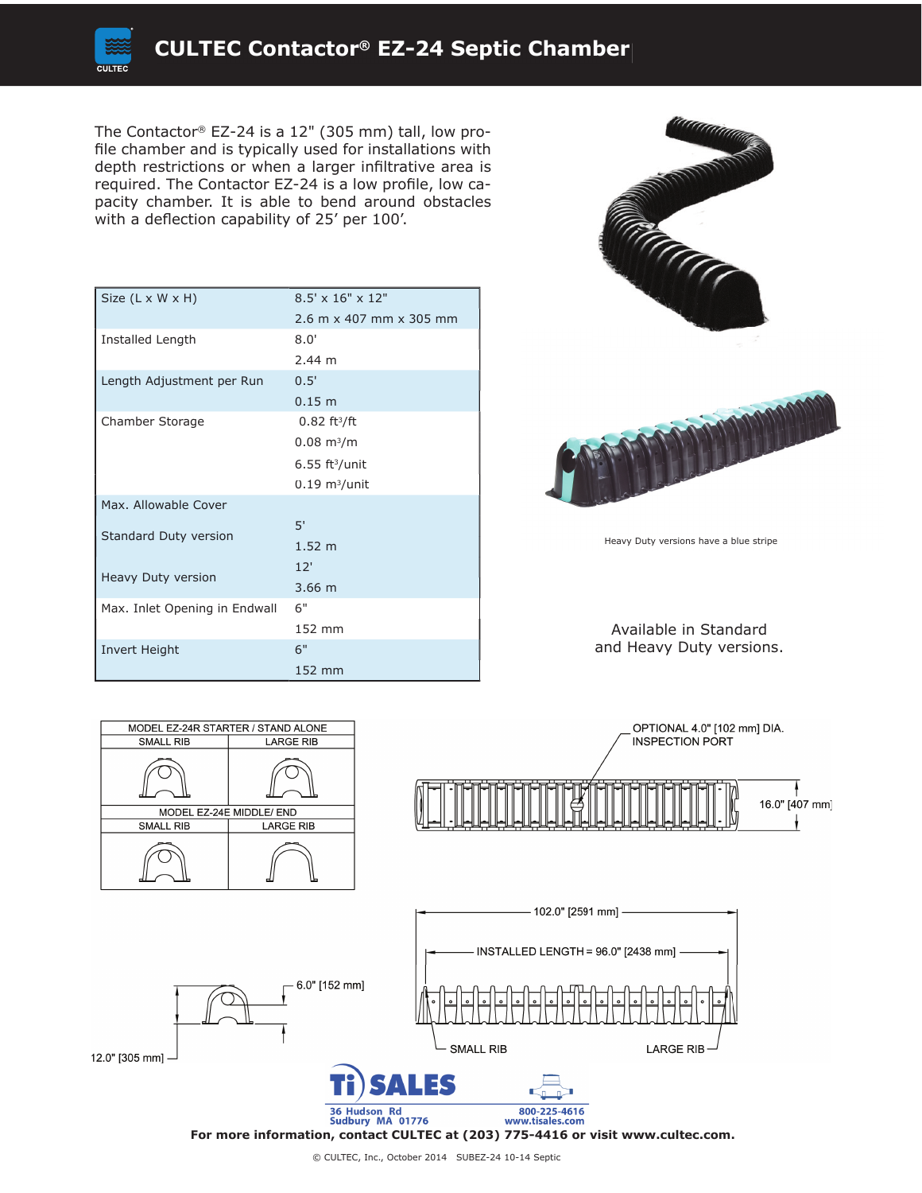# CULTEC Contactor® EZ-24 Septic Chamber

The Contactor® EZ-24 is a 12" (305 mm) tall, low profile chamber and is typically used for installations with depth restrictions or when a larger infiltrative area is required. The Contactor EZ-24 is a low capacity chamber. It is able to bend around obstacles with a deflection capability of 25' per 100'.

| | |
|---|---|
| Size (L x W x H) | 8.5' x 16" x 12"<br>2.6 m x 407 mm x 305 mm |
| Installed Length | 8.0'<br>2.44 m |
| Length Adjustment per Run | 0.5'<br>0.15 m |
| Chamber Storage | 0.82 ft³/ft<br>0.08 m³/m<br>6.55 ft³/unit<br>0.19 m³/unit |
| Max. Allowable Cover | |
| Standard Duty version | 5'<br>1.52 m |
| Heavy Duty version | 12'<br>3.66 m |
| Max. Inlet Opening in Endwall | 6"<br>152 mm |
| Invert Height | 6"<br>152 mm |

Heavy Duty versions have a blue stripe

Available in Standard and Heavy Duty versions.

| MODEL EZ-24R STARTER / STAND ALONE | |
|---|---|
| SMALL RIB | LARGE RIB |
| **MODEL EZ-24E MIDDLE/ END** | |
| SMALL RIB | LARGE RIB |

OPTIONAL 4.0" [102 mm] DIA. INSPECTION PORT

16.0" [407 mm]

102.0" [2591 mm]

INSTALLED LENGTH = 96.0" [2438 mm]

SMALL RIB

LARGE RIB

6.0" [152 mm]

12.0" [305 mm]

Ti SALES
36 Hudson Rd
Sudbury MA 01776
800-225-4616
www.tisales.com

**For more information, contact CULTEC at (203) 775-4416 or visit www.cultec.com.**

© CULTEC, Inc., October 2014 SUBEZ-24 10-14 Septic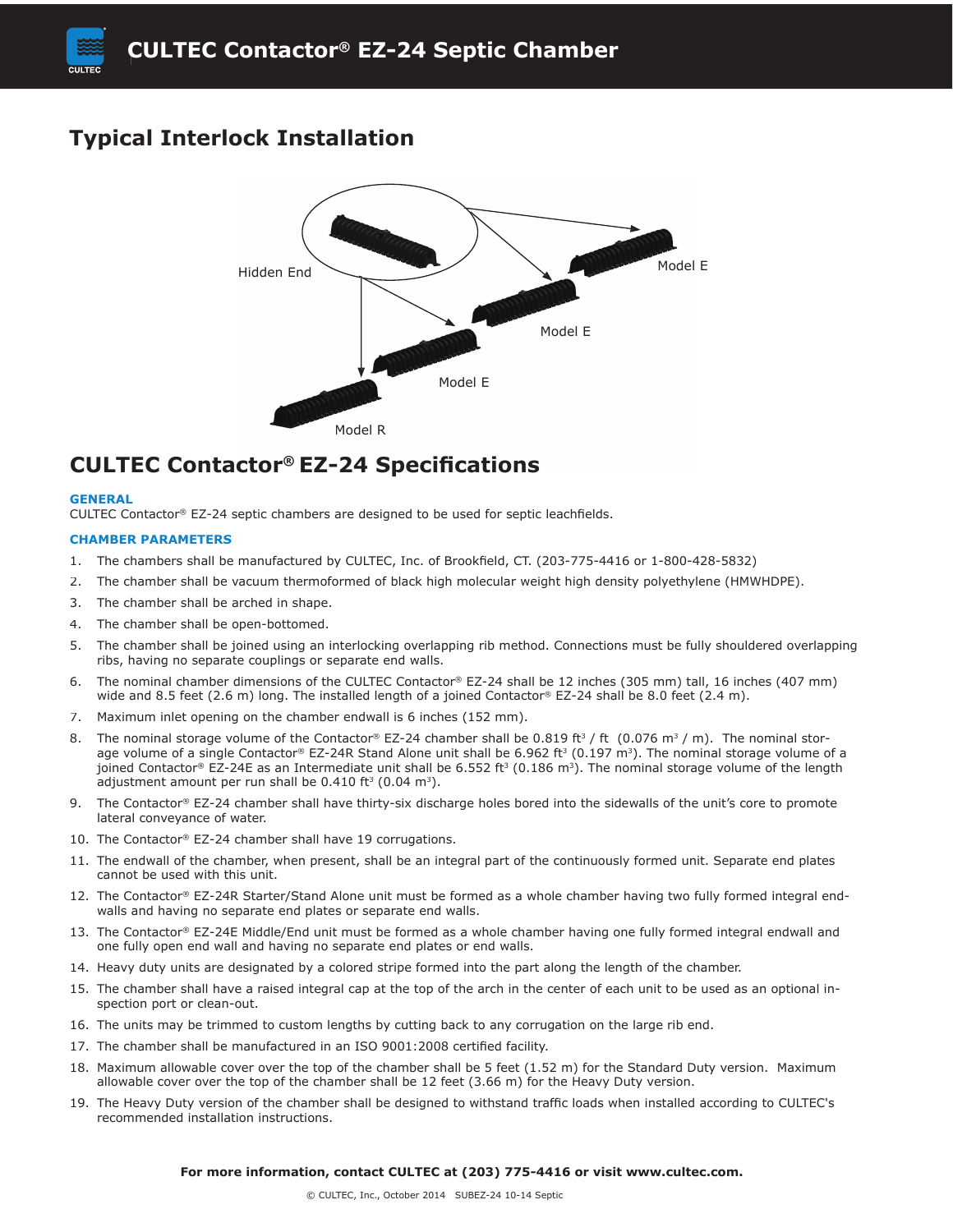# CULTEC Contactor® EZ-24 Septic Chamber

## Typical Interlock Installation

Hidden End

Model E

Model E

Model E

Model R

## CULTEC Contactor® EZ-24 Specifications

### GENERAL

CULTEC Contactor® EZ-24 septic chambers are designed to be used for septic leachfields.

### CHAMBER PARAMETERS

1. The chambers shall be manufactured by CULTEC, Inc. of Brookfield, CT. (203-775-4416 or 1-800-428-5832)
2. The chamber shall be vacuum thermoformed of black high molecular weight high density polyethylene (HMWHDPE).
3. The chamber shall be arched in shape.
4. The chamber shall be open-bottomed.
5. The chamber shall be joined using an interlocking overlapping rib method. Connections must be fully shouldered overlapping ribs, having no separate couplings or separate end walls.
6. The nominal chamber dimensions of the CULTEC Contactor® EZ-24 shall be 12 inches (305 mm) tall, 16 inches (407 mm) wide and 8.5 feet (2.6 m) long. The installed length of a joined Contactor® EZ-24 shall be 8.0 feet (2.4 m).
7. Maximum inlet opening on the chamber endwall is 6 inches (152 mm).
8. The nominal storage volume of the Contactor® EZ-24 chamber shall be 0.819 $ft^3$ / ft (0.076 $m^3$ / m). The nominal storage volume of a single Contactor® EZ-24R Stand Alone unit shall be 6.962 $ft^3$ (0.197 $m^3$). The nominal storage volume of a joined Contactor® EZ-24E as an Intermediate unit shall be 6.552 $ft^3$ (0.186 $m^3$). The nominal storage volume of the length adjustment amount per run shall be 0.410 $ft^3$ (0.04 $m^3$).
9. The Contactor® EZ-24 chamber shall have thirty-six discharge holes bored into the sidewalls of the unit's core to promote lateral conveyance of water.
10. The Contactor® EZ-24 chamber shall have 19 corrugations.
11. The endwall of the chamber, when present, shall be an integral part of the continuously formed unit. Separate end plates cannot be used with this unit.
12. The Contactor® EZ-24R Starter/Stand Alone unit must be formed as a whole chamber having two fully formed integral endwalls and having no separate end plates or separate end walls.
13. The Contactor® EZ-24E Middle/End unit must be formed as a whole chamber having one fully formed integral endwall and one fully open end wall and having no separate end plates or end walls.
14. Heavy duty units are designated by a colored stripe formed into the part along the length of the chamber.
15. The chamber shall have a raised integral cap at the top of the arch in the center of each unit to be used as an optional inspection port or clean-out.
16. The units may be trimmed to custom lengths by cutting back to any corrugation on the large rib end.
17. The chamber shall be manufactured in an ISO 9001:2008 certified facility.
18. Maximum allowable cover over the top of the chamber shall be 5 feet (1.52 m) for the Standard Duty version. Maximum allowable cover over the top of the chamber shall be 12 feet (3.66 m) for the Heavy Duty version.
19. The Heavy Duty version of the chamber shall be designed to withstand traffic loads when installed according to CULTEC's recommended installation instructions.

**For more information, contact CULTEC at (203) 775-4416 or visit www.cultec.com.**

© CULTEC, Inc., October 2014 SUBEZ-24 10-14 Septic